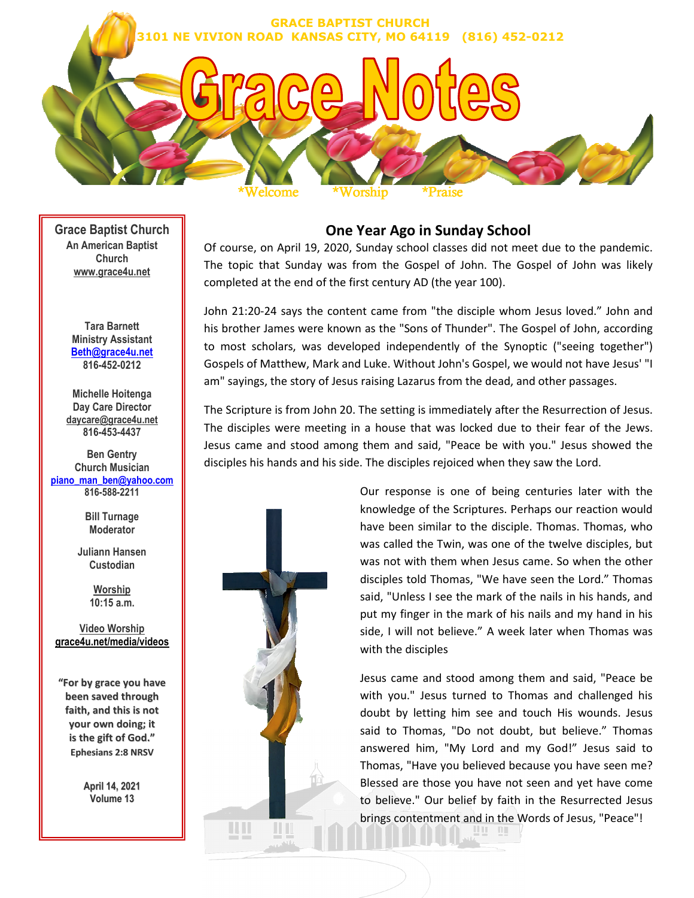GRACE BAPTIST CHURCH
3101 NE VIVION ROAD KANSAS CITY, MO 64119 (816) 452-0212

# Grace Notes

*Welcome *Worship *Praise

**Grace Baptist Church**
An American Baptist Church
www.grace4u.net

Tara Barnett
Ministry Assistant
Beth@grace4u.net
816-452-0212

Michelle Hoitenga
Day Care Director
daycare@grace4u.net
816-453-4437

Ben Gentry
Church Musician
piano_man_ben@yahoo.com
816-588-2211

Bill Turnage
Moderator

Juliann Hansen
Custodian

Worship
10:15 a.m.

Video Worship
grace4u.net/media/videos

"For by grace you have been saved through faith, and this is not your own doing; it is the gift of God."
Ephesians 2:8 NRSV

April 14, 2021
Volume 13

## One Year Ago in Sunday School

Of course, on April 19, 2020, Sunday school classes did not meet due to the pandemic. The topic that Sunday was from the Gospel of John. The Gospel of John was likely completed at the end of the first century AD (the year 100).

John 21:20-24 says the content came from "the disciple whom Jesus loved." John and his brother James were known as the "Sons of Thunder". The Gospel of John, according to most scholars, was developed independently of the Synoptic ("seeing together") Gospels of Matthew, Mark and Luke. Without John's Gospel, we would not have Jesus' "I am" sayings, the story of Jesus raising Lazarus from the dead, and other passages.

The Scripture is from John 20. The setting is immediately after the Resurrection of Jesus. The disciples were meeting in a house that was locked due to their fear of the Jews. Jesus came and stood among them and said, "Peace be with you." Jesus showed the disciples his hands and his side. The disciples rejoiced when they saw the Lord.

Our response is one of being centuries later with the knowledge of the Scriptures. Perhaps our reaction would have been similar to the disciple. Thomas. Thomas, who was called the Twin, was one of the twelve disciples, but was not with them when Jesus came. So when the other disciples told Thomas, "We have seen the Lord." Thomas said, "Unless I see the mark of the nails in his hands, and put my finger in the mark of his nails and my hand in his side, I will not believe." A week later when Thomas was with the disciples

Jesus came and stood among them and said, "Peace be with you." Jesus turned to Thomas and challenged his doubt by letting him see and touch His wounds. Jesus said to Thomas, "Do not doubt, but believe." Thomas answered him, "My Lord and my God!" Jesus said to Thomas, "Have you believed because you have seen me? Blessed are those you have not seen and yet have come to believe." Our belief by faith in the Resurrected Jesus brings contentment and in the Words of Jesus, "Peace"!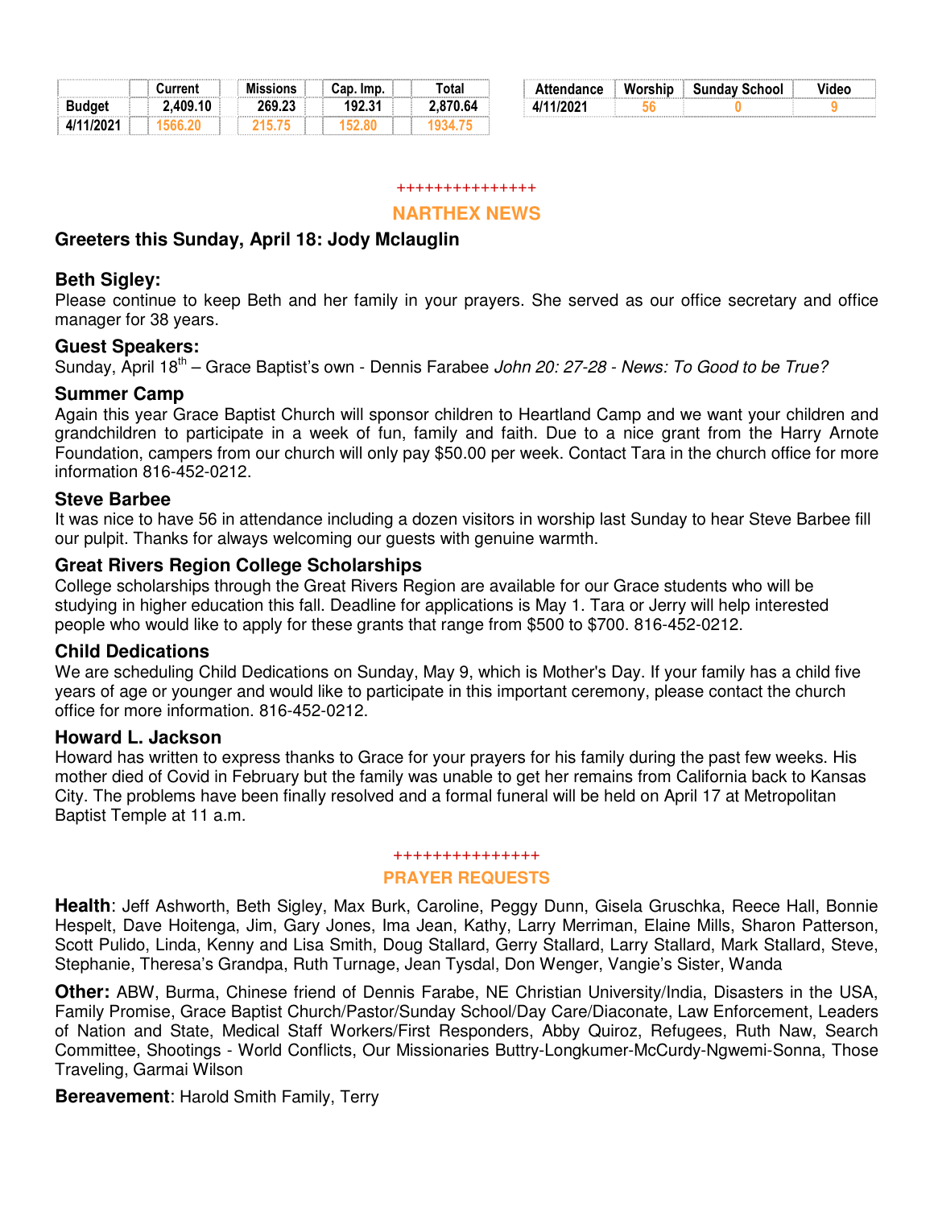| | Current | Missions | Cap. Imp. | Total |
|---|---|---|---|---|
| Budget | 2,409.10 | 269.23 | 192.31 | 2,870.64 |
| 4/11/2021 | 1566.20 | 215.75 | 152.80 | 1934.75 |

| Attendance | Worship | Sunday School | Video |
|---|---|---|---|
| 4/11/2021 | 56 | 0 | 9 |

+++++++++++++++

## NARTHEX NEWS

### Greeters this Sunday, April 18: Jody Mclauglin

### Beth Sigley:

Please continue to keep Beth and her family in your prayers. She served as our office secretary and office manager for 38 years.

### Guest Speakers:

Sunday, April 18th – Grace Baptist's own - Dennis Farabee *John 20: 27-28 - News: To Good to be True?*

### Summer Camp

Again this year Grace Baptist Church will sponsor children to Heartland Camp and we want your children and grandchildren to participate in a week of fun, family and faith. Due to a nice grant from the Harry Arnote Foundation, campers from our church will only pay $50.00 per week. Contact Tara in the church office for more information 816-452-0212.

### Steve Barbee

It was nice to have 56 in attendance including a dozen visitors in worship last Sunday to hear Steve Barbee fill our pulpit. Thanks for always welcoming our guests with genuine warmth.

### Great Rivers Region College Scholarships

College scholarships through the Great Rivers Region are available for our Grace students who will be studying in higher education this fall. Deadline for applications is May 1. Tara or Jerry will help interested people who would like to apply for these grants that range from $500 to $700. 816-452-0212.

### Child Dedications

We are scheduling Child Dedications on Sunday, May 9, which is Mother's Day. If your family has a child five years of age or younger and would like to participate in this important ceremony, please contact the church office for more information. 816-452-0212.

### Howard L. Jackson

Howard has written to express thanks to Grace for your prayers for his family during the past few weeks. His mother died of Covid in February but the family was unable to get her remains from California back to Kansas City. The problems have been finally resolved and a formal funeral will be held on April 17 at Metropolitan Baptist Temple at 11 a.m.

+++++++++++++++

## PRAYER REQUESTS

**Health**: Jeff Ashworth, Beth Sigley, Max Burk, Caroline, Peggy Dunn, Gisela Gruschka, Reece Hall, Bonnie Hespelt, Dave Hoitenga, Jim, Gary Jones, Ima Jean, Kathy, Larry Merriman, Elaine Mills, Sharon Patterson, Scott Pulido, Linda, Kenny and Lisa Smith, Doug Stallard, Gerry Stallard, Larry Stallard, Mark Stallard, Steve, Stephanie, Theresa's Grandpa, Ruth Turnage, Jean Tysdal, Don Wenger, Vangie's Sister, Wanda

**Other:** ABW, Burma, Chinese friend of Dennis Farabe, NE Christian University/India, Disasters in the USA, Family Promise, Grace Baptist Church/Pastor/Sunday School/Day Care/Diaconate, Law Enforcement, Leaders of Nation and State, Medical Staff Workers/First Responders, Abby Quiroz, Refugees, Ruth Naw, Search Committee, Shootings - World Conflicts, Our Missionaries Buttry-Longkumer-McCurdy-Ngwemi-Sonna, Those Traveling, Garmai Wilson

**Bereavement**: Harold Smith Family, Terry